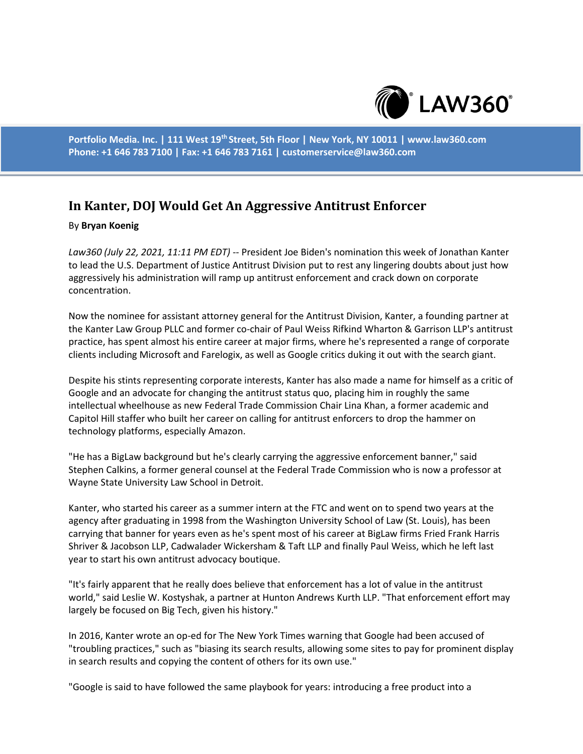Portfolio Media. Inc. | 111 West 19th Street, 5th Floor | New York, NY 10011 | www.law360.com
Phone: +1 646 783 7100 | Fax: +1 646 783 7161 | customerservice@law360.com

# In Kanter, DOJ Would Get An Aggressive Antitrust Enforcer

By **Bryan Koenig**

*Law360 (July 22, 2021, 11:11 PM EDT)* -- President Joe Biden's nomination this week of Jonathan Kanter to lead the U.S. Department of Justice Antitrust Division put to rest any lingering doubts about just how aggressively his administration will ramp up antitrust enforcement and crack down on corporate concentration.

Now the nominee for assistant attorney general for the Antitrust Division, Kanter, a founding partner at the Kanter Law Group PLLC and former co-chair of Paul Weiss Rifkind Wharton & Garrison LLP's antitrust practice, has spent almost his entire career at major firms, where he's represented a range of corporate clients including Microsoft and Farelogix, as well as Google critics duking it out with the search giant.

Despite his stints representing corporate interests, Kanter has also made a name for himself as a critic of Google and an advocate for changing the antitrust status quo, placing him in roughly the same intellectual wheelhouse as new Federal Trade Commission Chair Lina Khan, a former academic and Capitol Hill staffer who built her career on calling for antitrust enforcers to drop the hammer on technology platforms, especially Amazon.

"He has a BigLaw background but he's clearly carrying the aggressive enforcement banner," said Stephen Calkins, a former general counsel at the Federal Trade Commission who is now a professor at Wayne State University Law School in Detroit.

Kanter, who started his career as a summer intern at the FTC and went on to spend two years at the agency after graduating in 1998 from the Washington University School of Law (St. Louis), has been carrying that banner for years even as he's spent most of his career at BigLaw firms Fried Frank Harris Shriver & Jacobson LLP, Cadwalader Wickersham & Taft LLP and finally Paul Weiss, which he left last year to start his own antitrust advocacy boutique.

"It's fairly apparent that he really does believe that enforcement has a lot of value in the antitrust world," said Leslie W. Kostyshak, a partner at Hunton Andrews Kurth LLP. "That enforcement effort may largely be focused on Big Tech, given his history."

In 2016, Kanter wrote an op-ed for The New York Times warning that Google had been accused of "troubling practices," such as "biasing its search results, allowing some sites to pay for prominent display in search results and copying the content of others for its own use."

"Google is said to have followed the same playbook for years: introducing a free product into a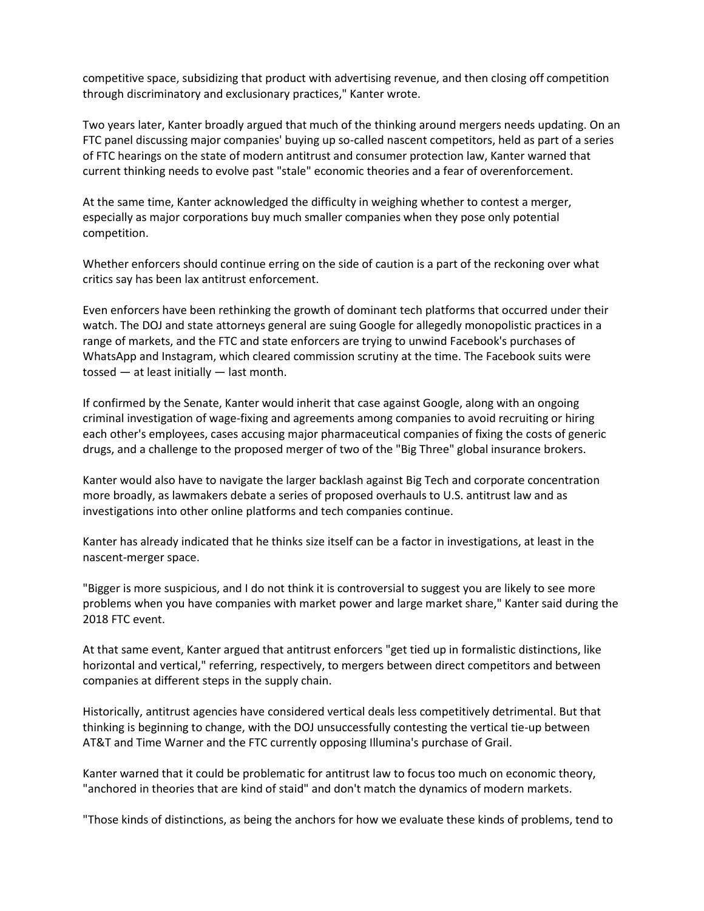competitive space, subsidizing that product with advertising revenue, and then closing off competition through discriminatory and exclusionary practices," Kanter wrote.

Two years later, Kanter broadly argued that much of the thinking around mergers needs updating. On an FTC panel discussing major companies' buying up so-called nascent competitors, held as part of a series of FTC hearings on the state of modern antitrust and consumer protection law, Kanter warned that current thinking needs to evolve past "stale" economic theories and a fear of overenforcement.

At the same time, Kanter acknowledged the difficulty in weighing whether to contest a merger, especially as major corporations buy much smaller companies when they pose only potential competition.

Whether enforcers should continue erring on the side of caution is a part of the reckoning over what critics say has been lax antitrust enforcement.

Even enforcers have been rethinking the growth of dominant tech platforms that occurred under their watch. The DOJ and state attorneys general are suing Google for allegedly monopolistic practices in a range of markets, and the FTC and state enforcers are trying to unwind Facebook's purchases of WhatsApp and Instagram, which cleared commission scrutiny at the time. The Facebook suits were tossed — at least initially — last month.

If confirmed by the Senate, Kanter would inherit that case against Google, along with an ongoing criminal investigation of wage-fixing and agreements among companies to avoid recruiting or hiring each other's employees, cases accusing major pharmaceutical companies of fixing the costs of generic drugs, and a challenge to the proposed merger of two of the "Big Three" global insurance brokers.

Kanter would also have to navigate the larger backlash against Big Tech and corporate concentration more broadly, as lawmakers debate a series of proposed overhauls to U.S. antitrust law and as investigations into other online platforms and tech companies continue.

Kanter has already indicated that he thinks size itself can be a factor in investigations, at least in the nascent-merger space.

"Bigger is more suspicious, and I do not think it is controversial to suggest you are likely to see more problems when you have companies with market power and large market share," Kanter said during the 2018 FTC event.

At that same event, Kanter argued that antitrust enforcers "get tied up in formalistic distinctions, like horizontal and vertical," referring, respectively, to mergers between direct competitors and between companies at different steps in the supply chain.

Historically, antitrust agencies have considered vertical deals less competitively detrimental. But that thinking is beginning to change, with the DOJ unsuccessfully contesting the vertical tie-up between AT&T and Time Warner and the FTC currently opposing Illumina's purchase of Grail.

Kanter warned that it could be problematic for antitrust law to focus too much on economic theory, "anchored in theories that are kind of staid" and don't match the dynamics of modern markets.

"Those kinds of distinctions, as being the anchors for how we evaluate these kinds of problems, tend to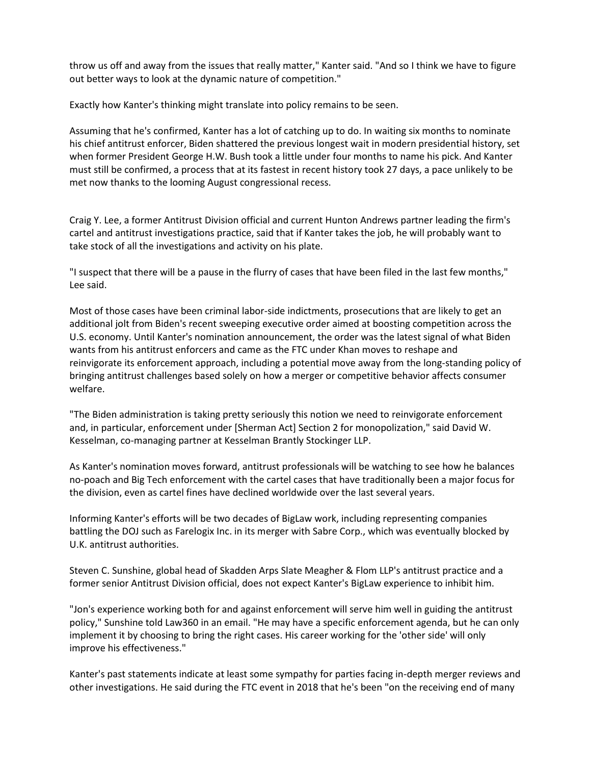throw us off and away from the issues that really matter," Kanter said. "And so I think we have to figure out better ways to look at the dynamic nature of competition."

Exactly how Kanter's thinking might translate into policy remains to be seen.

Assuming that he's confirmed, Kanter has a lot of catching up to do. In waiting six months to nominate his chief antitrust enforcer, Biden shattered the previous longest wait in modern presidential history, set when former President George H.W. Bush took a little under four months to name his pick. And Kanter must still be confirmed, a process that at its fastest in recent history took 27 days, a pace unlikely to be met now thanks to the looming August congressional recess.

Craig Y. Lee, a former Antitrust Division official and current Hunton Andrews partner leading the firm's cartel and antitrust investigations practice, said that if Kanter takes the job, he will probably want to take stock of all the investigations and activity on his plate.

"I suspect that there will be a pause in the flurry of cases that have been filed in the last few months," Lee said.

Most of those cases have been criminal labor-side indictments, prosecutions that are likely to get an additional jolt from Biden's recent sweeping executive order aimed at boosting competition across the U.S. economy. Until Kanter's nomination announcement, the order was the latest signal of what Biden wants from his antitrust enforcers and came as the FTC under Khan moves to reshape and reinvigorate its enforcement approach, including a potential move away from the long-standing policy of bringing antitrust challenges based solely on how a merger or competitive behavior affects consumer welfare.

"The Biden administration is taking pretty seriously this notion we need to reinvigorate enforcement and, in particular, enforcement under [Sherman Act] Section 2 for monopolization," said David W. Kesselman, co-managing partner at Kesselman Brantly Stockinger LLP.

As Kanter's nomination moves forward, antitrust professionals will be watching to see how he balances no-poach and Big Tech enforcement with the cartel cases that have traditionally been a major focus for the division, even as cartel fines have declined worldwide over the last several years.

Informing Kanter's efforts will be two decades of BigLaw work, including representing companies battling the DOJ such as Farelogix Inc. in its merger with Sabre Corp., which was eventually blocked by U.K. antitrust authorities.

Steven C. Sunshine, global head of Skadden Arps Slate Meagher & Flom LLP's antitrust practice and a former senior Antitrust Division official, does not expect Kanter's BigLaw experience to inhibit him.

"Jon's experience working both for and against enforcement will serve him well in guiding the antitrust policy," Sunshine told Law360 in an email. "He may have a specific enforcement agenda, but he can only implement it by choosing to bring the right cases. His career working for the 'other side' will only improve his effectiveness."

Kanter's past statements indicate at least some sympathy for parties facing in-depth merger reviews and other investigations. He said during the FTC event in 2018 that he's been "on the receiving end of many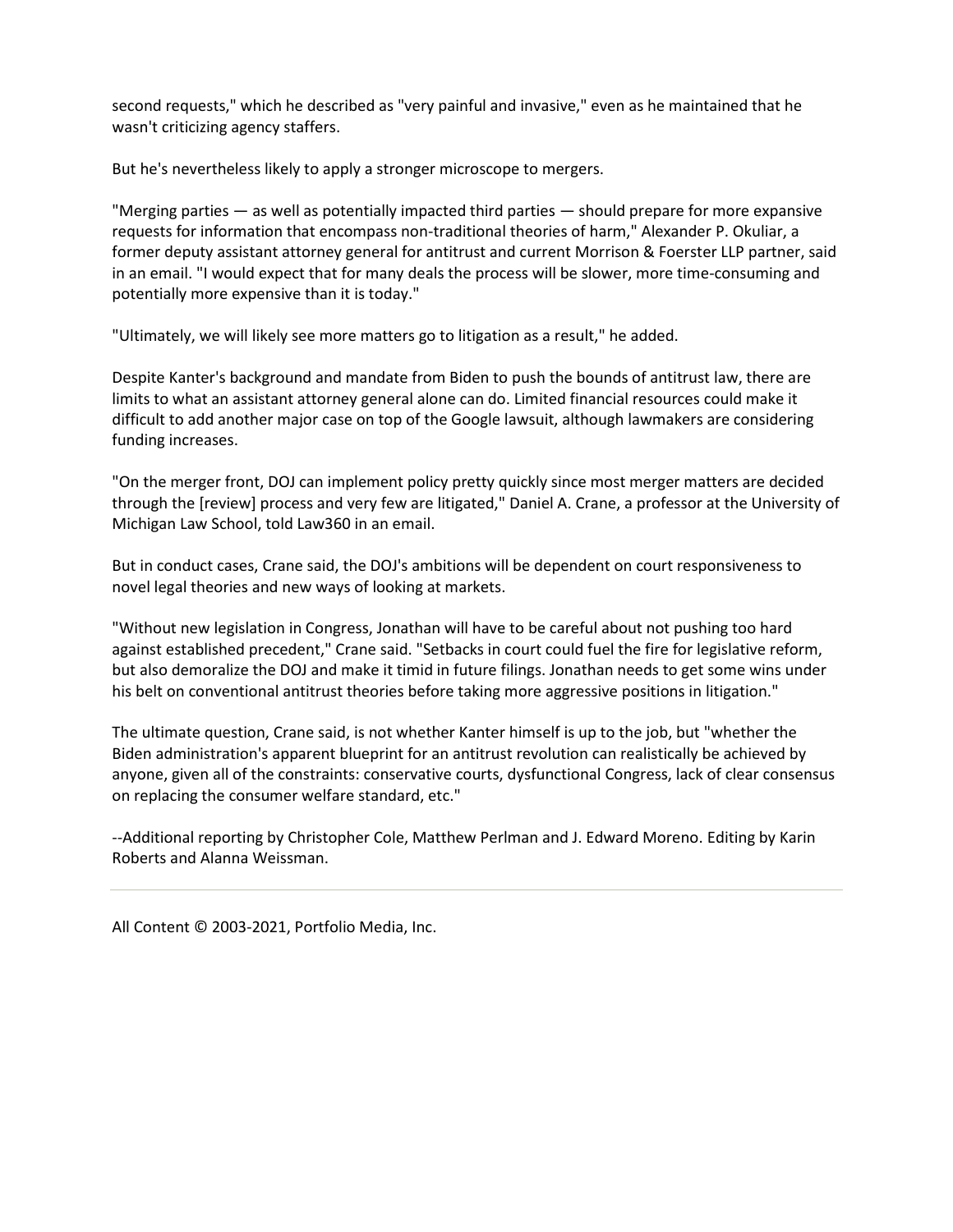second requests," which he described as "very painful and invasive," even as he maintained that he wasn't criticizing agency staffers.

But he's nevertheless likely to apply a stronger microscope to mergers.

"Merging parties — as well as potentially impacted third parties — should prepare for more expansive requests for information that encompass non-traditional theories of harm," Alexander P. Okuliar, a former deputy assistant attorney general for antitrust and current Morrison & Foerster LLP partner, said in an email. "I would expect that for many deals the process will be slower, more time-consuming and potentially more expensive than it is today."

"Ultimately, we will likely see more matters go to litigation as a result," he added.

Despite Kanter's background and mandate from Biden to push the bounds of antitrust law, there are limits to what an assistant attorney general alone can do. Limited financial resources could make it difficult to add another major case on top of the Google lawsuit, although lawmakers are considering funding increases.

"On the merger front, DOJ can implement policy pretty quickly since most merger matters are decided through the [review] process and very few are litigated," Daniel A. Crane, a professor at the University of Michigan Law School, told Law360 in an email.

But in conduct cases, Crane said, the DOJ's ambitions will be dependent on court responsiveness to novel legal theories and new ways of looking at markets.

"Without new legislation in Congress, Jonathan will have to be careful about not pushing too hard against established precedent," Crane said. "Setbacks in court could fuel the fire for legislative reform, but also demoralize the DOJ and make it timid in future filings. Jonathan needs to get some wins under his belt on conventional antitrust theories before taking more aggressive positions in litigation."

The ultimate question, Crane said, is not whether Kanter himself is up to the job, but "whether the Biden administration's apparent blueprint for an antitrust revolution can realistically be achieved by anyone, given all of the constraints: conservative courts, dysfunctional Congress, lack of clear consensus on replacing the consumer welfare standard, etc."

--Additional reporting by Christopher Cole, Matthew Perlman and J. Edward Moreno. Editing by Karin Roberts and Alanna Weissman.

---

All Content © 2003-2021, Portfolio Media, Inc.